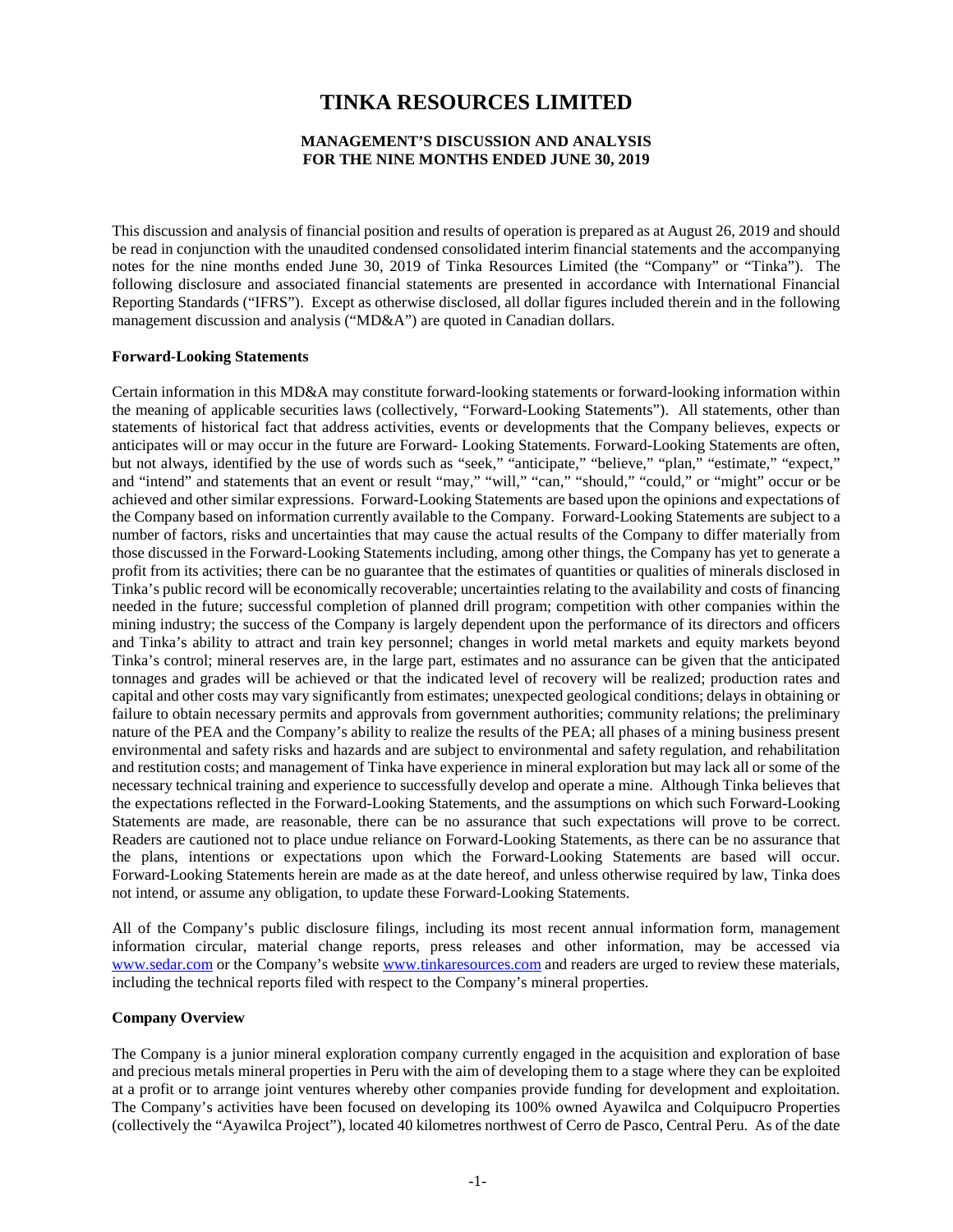# TINKA RESOURCES LIMITED

### MANAGEMENT'S DISCUSSION AND ANALYSIS
### FOR THE NINE MONTHS ENDED JUNE 30, 2019

This discussion and analysis of financial position and results of operation is prepared as at August 26, 2019 and should be read in conjunction with the unaudited condensed consolidated interim financial statements and the accompanying notes for the nine months ended June 30, 2019 of Tinka Resources Limited (the "Company" or "Tinka"). The following disclosure and associated financial statements are presented in accordance with International Financial Reporting Standards ("IFRS"). Except as otherwise disclosed, all dollar figures included therein and in the following management discussion and analysis ("MD&A") are quoted in Canadian dollars.

**Forward-Looking Statements**

Certain information in this MD&A may constitute forward-looking statements or forward-looking information within the meaning of applicable securities laws (collectively, "Forward-Looking Statements"). All statements, other than statements of historical fact that address activities, events or developments that the Company believes, expects or anticipates will or may occur in the future are Forward- Looking Statements. Forward-Looking Statements are often, but not always, identified by the use of words such as "seek," "anticipate," "believe," "plan," "estimate," "expect," and "intend" and statements that an event or result "may," "will," "can," "should," "could," or "might" occur or be achieved and other similar expressions. Forward-Looking Statements are based upon the opinions and expectations of the Company based on information currently available to the Company. Forward-Looking Statements are subject to a number of factors, risks and uncertainties that may cause the actual results of the Company to differ materially from those discussed in the Forward-Looking Statements including, among other things, the Company has yet to generate a profit from its activities; there can be no guarantee that the estimates of quantities or qualities of minerals disclosed in Tinka's public record will be economically recoverable; uncertainties relating to the availability and costs of financing needed in the future; successful completion of planned drill program; competition with other companies within the mining industry; the success of the Company is largely dependent upon the performance of its directors and officers and Tinka's ability to attract and train key personnel; changes in world metal markets and equity markets beyond Tinka's control; mineral reserves are, in the large part, estimates and no assurance can be given that the anticipated tonnages and grades will be achieved or that the indicated level of recovery will be realized; production rates and capital and other costs may vary significantly from estimates; unexpected geological conditions; delays in obtaining or failure to obtain necessary permits and approvals from government authorities; community relations; the preliminary nature of the PEA and the Company's ability to realize the results of the PEA; all phases of a mining business present environmental and safety risks and hazards and are subject to environmental and safety regulation, and rehabilitation and restitution costs; and management of Tinka have experience in mineral exploration but may lack all or some of the necessary technical training and experience to successfully develop and operate a mine. Although Tinka believes that the expectations reflected in the Forward-Looking Statements, and the assumptions on which such Forward-Looking Statements are made, are reasonable, there can be no assurance that such expectations will prove to be correct. Readers are cautioned not to place undue reliance on Forward-Looking Statements, as there can be no assurance that the plans, intentions or expectations upon which the Forward-Looking Statements are based will occur. Forward-Looking Statements herein are made as at the date hereof, and unless otherwise required by law, Tinka does not intend, or assume any obligation, to update these Forward-Looking Statements.

All of the Company's public disclosure filings, including its most recent annual information form, management information circular, material change reports, press releases and other information, may be accessed via www.sedar.com or the Company's website www.tinkaresources.com and readers are urged to review these materials, including the technical reports filed with respect to the Company's mineral properties.

**Company Overview**

The Company is a junior mineral exploration company currently engaged in the acquisition and exploration of base and precious metals mineral properties in Peru with the aim of developing them to a stage where they can be exploited at a profit or to arrange joint ventures whereby other companies provide funding for development and exploitation. The Company's activities have been focused on developing its 100% owned Ayawilca and Colquipucro Properties (collectively the "Ayawilca Project"), located 40 kilometres northwest of Cerro de Pasco, Central Peru. As of the date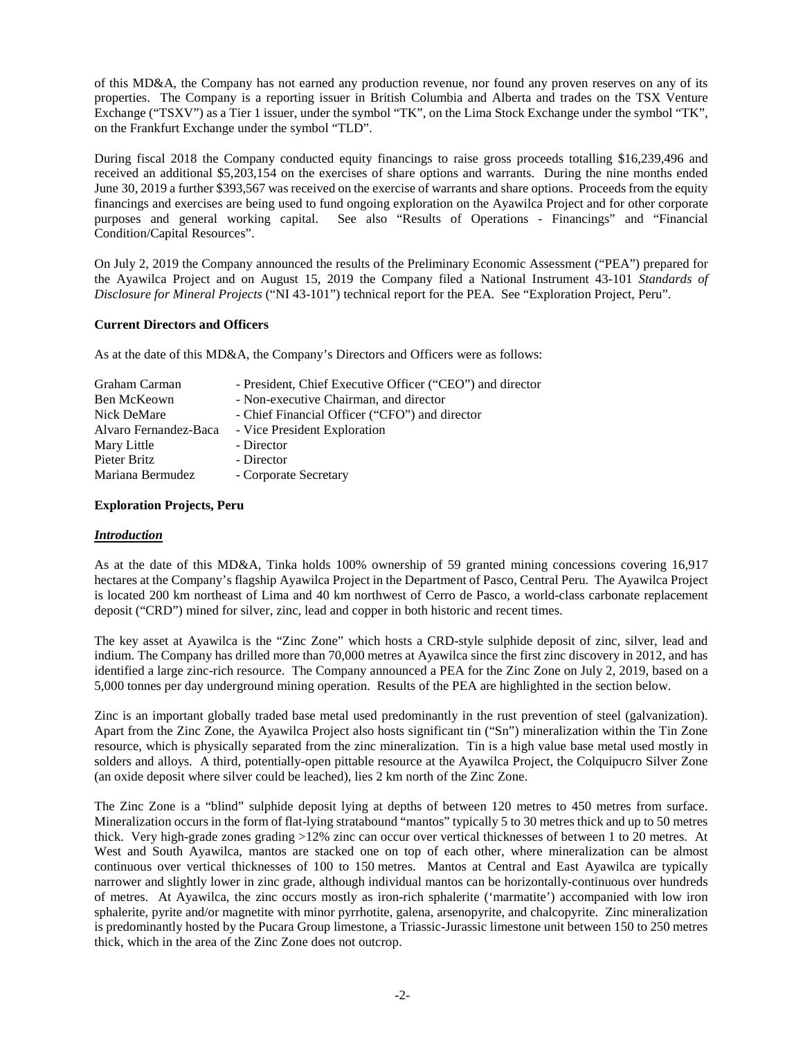of this MD&A, the Company has not earned any production revenue, nor found any proven reserves on any of its properties. The Company is a reporting issuer in British Columbia and Alberta and trades on the TSX Venture Exchange ("TSXV") as a Tier 1 issuer, under the symbol "TK", on the Lima Stock Exchange under the symbol "TK", on the Frankfurt Exchange under the symbol "TLD".

During fiscal 2018 the Company conducted equity financings to raise gross proceeds totalling $16,239,496 and received an additional $5,203,154 on the exercises of share options and warrants. During the nine months ended June 30, 2019 a further $393,567 was received on the exercise of warrants and share options. Proceeds from the equity financings and exercises are being used to fund ongoing exploration on the Ayawilca Project and for other corporate purposes and general working capital. See also "Results of Operations - Financings" and "Financial Condition/Capital Resources".

On July 2, 2019 the Company announced the results of the Preliminary Economic Assessment ("PEA") prepared for the Ayawilca Project and on August 15, 2019 the Company filed a National Instrument 43-101 *Standards of Disclosure for Mineral Projects* ("NI 43-101") technical report for the PEA. See "Exploration Project, Peru".

**Current Directors and Officers**

As at the date of this MD&A, the Company's Directors and Officers were as follows:

| | |
|---|---|
| Graham Carman | - President, Chief Executive Officer ("CEO") and director |
| Ben McKeown | - Non-executive Chairman, and director |
| Nick DeMare | - Chief Financial Officer ("CFO") and director |
| Alvaro Fernandez-Baca | - Vice President Exploration |
| Mary Little | - Director |
| Pieter Britz | - Director |
| Mariana Bermudez | - Corporate Secretary |

**Exploration Projects, Peru**

***Introduction***

As at the date of this MD&A, Tinka holds 100% ownership of 59 granted mining concessions covering 16,917 hectares at the Company's flagship Ayawilca Project in the Department of Pasco, Central Peru. The Ayawilca Project is located 200 km northeast of Lima and 40 km northwest of Cerro de Pasco, a world-class carbonate replacement deposit ("CRD") mined for silver, zinc, lead and copper in both historic and recent times.

The key asset at Ayawilca is the "Zinc Zone" which hosts a CRD-style sulphide deposit of zinc, silver, lead and indium. The Company has drilled more than 70,000 metres at Ayawilca since the first zinc discovery in 2012, and has identified a large zinc-rich resource. The Company announced a PEA for the Zinc Zone on July 2, 2019, based on a 5,000 tonnes per day underground mining operation. Results of the PEA are highlighted in the section below.

Zinc is an important globally traded base metal used predominantly in the rust prevention of steel (galvanization). Apart from the Zinc Zone, the Ayawilca Project also hosts significant tin ("Sn") mineralization within the Tin Zone resource, which is physically separated from the zinc mineralization. Tin is a high value base metal used mostly in solders and alloys. A third, potentially-open pittable resource at the Ayawilca Project, the Colquipucro Silver Zone (an oxide deposit where silver could be leached), lies 2 km north of the Zinc Zone.

The Zinc Zone is a "blind" sulphide deposit lying at depths of between 120 metres to 450 metres from surface. Mineralization occurs in the form of flat-lying stratabound "mantos" typically 5 to 30 metres thick and up to 50 metres thick. Very high-grade zones grading >12% zinc can occur over vertical thicknesses of between 1 to 20 metres. At West and South Ayawilca, mantos are stacked one on top of each other, where mineralization can be almost continuous over vertical thicknesses of 100 to 150 metres. Mantos at Central and East Ayawilca are typically narrower and slightly lower in zinc grade, although individual mantos can be horizontally-continuous over hundreds of metres. At Ayawilca, the zinc occurs mostly as iron-rich sphalerite ('marmatite') accompanied with low iron sphalerite, pyrite and/or magnetite with minor pyrrhotite, galena, arsenopyrite, and chalcopyrite. Zinc mineralization is predominantly hosted by the Pucara Group limestone, a Triassic-Jurassic limestone unit between 150 to 250 metres thick, which in the area of the Zinc Zone does not outcrop.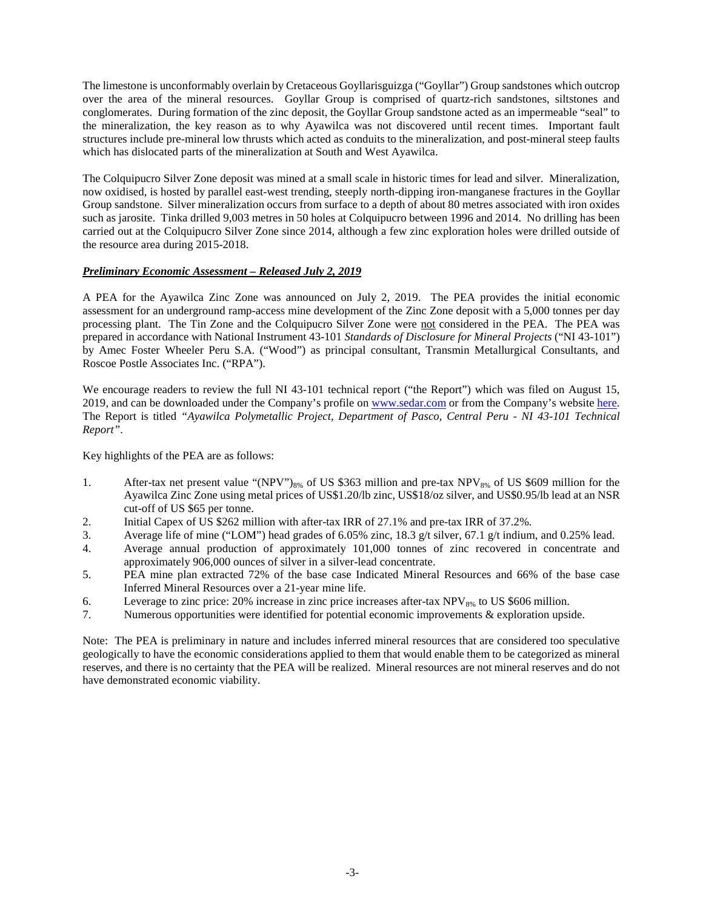The limestone is unconformably overlain by Cretaceous Goyllarisguizga ("Goyllar") Group sandstones which outcrop over the area of the mineral resources. Goyllar Group is comprised of quartz-rich sandstones, siltstones and conglomerates. During formation of the zinc deposit, the Goyllar Group sandstone acted as an impermeable "seal" to the mineralization, the key reason as to why Ayawilca was not discovered until recent times. Important fault structures include pre-mineral low thrusts which acted as conduits to the mineralization, and post-mineral steep faults which has dislocated parts of the mineralization at South and West Ayawilca.

The Colquipucro Silver Zone deposit was mined at a small scale in historic times for lead and silver. Mineralization, now oxidised, is hosted by parallel east-west trending, steeply north-dipping iron-manganese fractures in the Goyllar Group sandstone. Silver mineralization occurs from surface to a depth of about 80 metres associated with iron oxides such as jarosite. Tinka drilled 9,003 metres in 50 holes at Colquipucro between 1996 and 2014. No drilling has been carried out at the Colquipucro Silver Zone since 2014, although a few zinc exploration holes were drilled outside of the resource area during 2015-2018.

***Preliminary Economic Assessment – Released July 2, 2019***

A PEA for the Ayawilca Zinc Zone was announced on July 2, 2019. The PEA provides the initial economic assessment for an underground ramp-access mine development of the Zinc Zone deposit with a 5,000 tonnes per day processing plant. The Tin Zone and the Colquipucro Silver Zone were not considered in the PEA. The PEA was prepared in accordance with National Instrument 43-101 *Standards of Disclosure for Mineral Projects* ("NI 43-101") by Amec Foster Wheeler Peru S.A. ("Wood") as principal consultant, Transmin Metallurgical Consultants, and Roscoe Postle Associates Inc. ("RPA").

We encourage readers to review the full NI 43-101 technical report ("the Report") which was filed on August 15, 2019, and can be downloaded under the Company's profile on www.sedar.com or from the Company's website here. The Report is titled *"Ayawilca Polymetallic Project, Department of Pasco, Central Peru - NI 43-101 Technical Report"*.

Key highlights of the PEA are as follows:

1. After-tax net present value "(NPV")$_{8\%}$ of US $363 million and pre-tax NPV$_{8\%}$ of US $609 million for the Ayawilca Zinc Zone using metal prices of US$1.20/lb zinc, US$18/oz silver, and US$0.95/lb lead at an NSR cut-off of US $65 per tonne.
2. Initial Capex of US $262 million with after-tax IRR of 27.1% and pre-tax IRR of 37.2%.
3. Average life of mine ("LOM") head grades of 6.05% zinc, 18.3 g/t silver, 67.1 g/t indium, and 0.25% lead.
4. Average annual production of approximately 101,000 tonnes of zinc recovered in concentrate and approximately 906,000 ounces of silver in a silver-lead concentrate.
5. PEA mine plan extracted 72% of the base case Indicated Mineral Resources and 66% of the base case Inferred Mineral Resources over a 21-year mine life.
6. Leverage to zinc price: 20% increase in zinc price increases after-tax NPV$_{8\%}$ to US $606 million.
7. Numerous opportunities were identified for potential economic improvements & exploration upside.

Note: The PEA is preliminary in nature and includes inferred mineral resources that are considered too speculative geologically to have the economic considerations applied to them that would enable them to be categorized as mineral reserves, and there is no certainty that the PEA will be realized. Mineral resources are not mineral reserves and do not have demonstrated economic viability.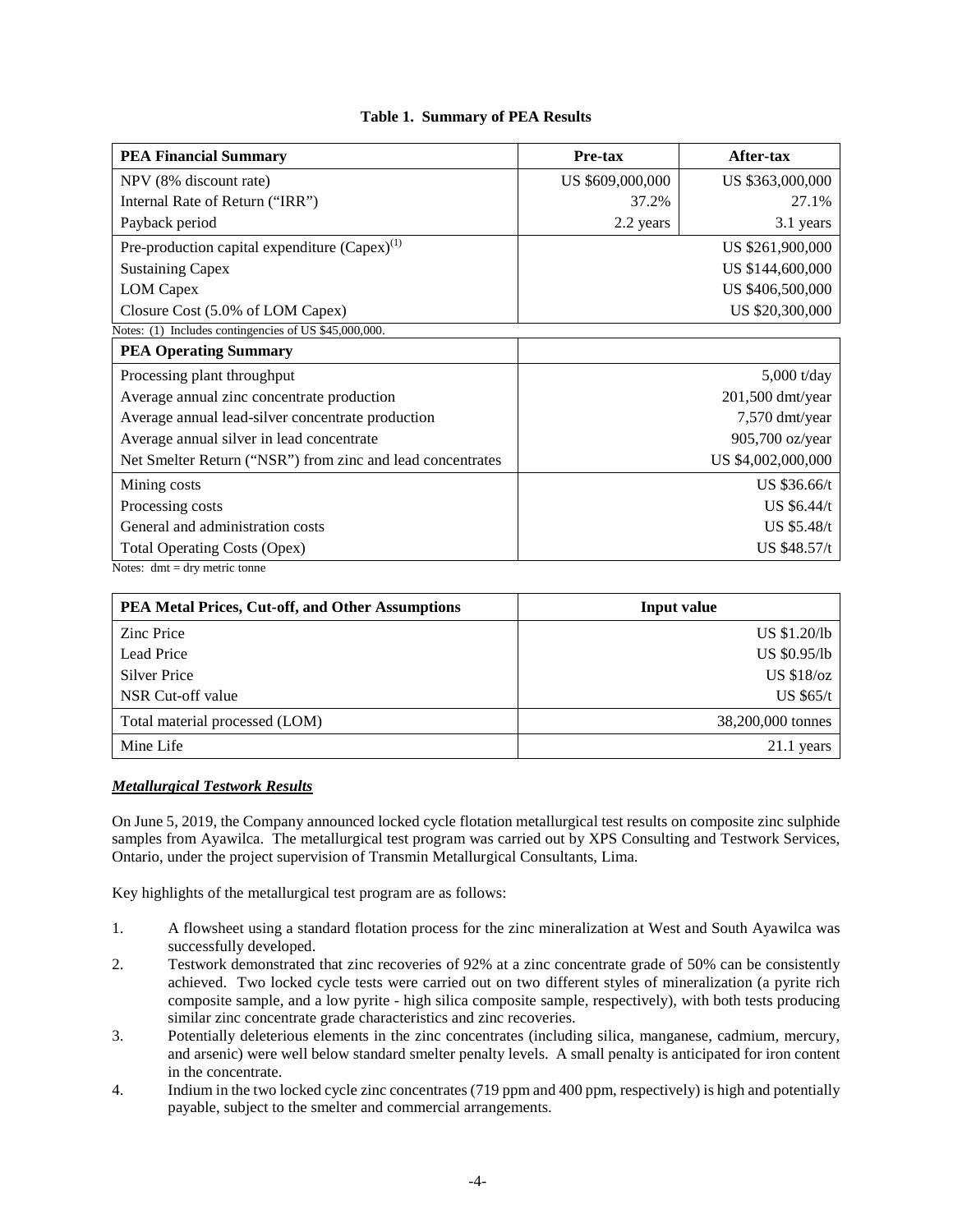**Table 1. Summary of PEA Results**

| PEA Financial Summary | Pre-tax | After-tax |
|---|---|---|
| NPV (8% discount rate) | US $609,000,000 | US $363,000,000 |
| Internal Rate of Return ("IRR") | 37.2% | 27.1% |
| Payback period | 2.2 years | 3.1 years |
| Pre-production capital expenditure (Capex)[(1)] | | US $261,900,000 |
| Sustaining Capex | | US $144,600,000 |
| LOM Capex | | US $406,500,000 |
| Closure Cost (5.0% of LOM Capex) | | US $20,300,000 |

Notes: (1) Includes contingencies of US $45,000,000.

| PEA Operating Summary | |
|---|---|
| Processing plant throughput | 5,000 t/day |
| Average annual zinc concentrate production | 201,500 dmt/year |
| Average annual lead-silver concentrate production | 7,570 dmt/year |
| Average annual silver in lead concentrate | 905,700 oz/year |
| Net Smelter Return ("NSR") from zinc and lead concentrates | US $4,002,000,000 |
| Mining costs | US $36.66/t |
| Processing costs | US $6.44/t |
| General and administration costs | US $5.48/t |
| Total Operating Costs (Opex) | US $48.57/t |

Notes: dmt = dry metric tonne

| PEA Metal Prices, Cut-off, and Other Assumptions | Input value |
|---|---|
| Zinc Price | US $1.20/lb |
| Lead Price | US $0.95/lb |
| Silver Price | US $18/oz |
| NSR Cut-off value | US $65/t |
| Total material processed (LOM) | 38,200,000 tonnes |
| Mine Life | 21.1 years |

***Metallurgical Testwork Results***

On June 5, 2019, the Company announced locked cycle flotation metallurgical test results on composite zinc sulphide samples from Ayawilca. The metallurgical test program was carried out by XPS Consulting and Testwork Services, Ontario, under the project supervision of Transmin Metallurgical Consultants, Lima.

Key highlights of the metallurgical test program are as follows:

1. A flowsheet using a standard flotation process for the zinc mineralization at West and South Ayawilca was successfully developed.
2. Testwork demonstrated that zinc recoveries of 92% at a zinc concentrate grade of 50% can be consistently achieved. Two locked cycle tests were carried out on two different styles of mineralization (a pyrite rich composite sample, and a low pyrite - high silica composite sample, respectively), with both tests producing similar zinc concentrate grade characteristics and zinc recoveries.
3. Potentially deleterious elements in the zinc concentrates (including silica, manganese, cadmium, mercury, and arsenic) were well below standard smelter penalty levels. A small penalty is anticipated for iron content in the concentrate.
4. Indium in the two locked cycle zinc concentrates (719 ppm and 400 ppm, respectively) is high and potentially payable, subject to the smelter and commercial arrangements.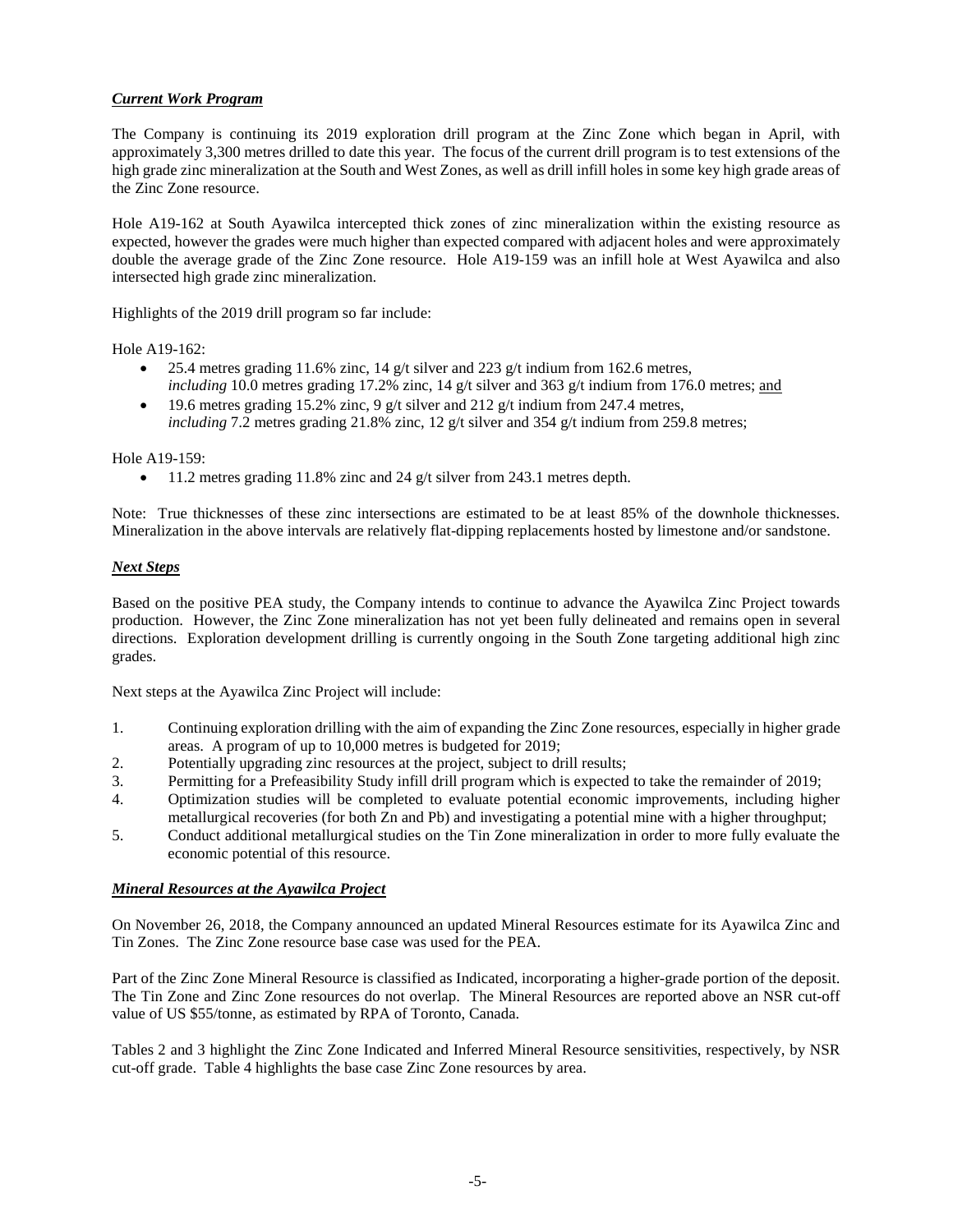### ***Current Work Program***

The Company is continuing its 2019 exploration drill program at the Zinc Zone which began in April, with approximately 3,300 metres drilled to date this year. The focus of the current drill program is to test extensions of the high grade zinc mineralization at the South and West Zones, as well as drill infill holes in some key high grade areas of the Zinc Zone resource.

Hole A19-162 at South Ayawilca intercepted thick zones of zinc mineralization within the existing resource as expected, however the grades were much higher than expected compared with adjacent holes and were approximately double the average grade of the Zinc Zone resource. Hole A19-159 was an infill hole at West Ayawilca and also intersected high grade zinc mineralization.

Highlights of the 2019 drill program so far include:

Hole A19-162:

- 25.4 metres grading 11.6% zinc, 14 g/t silver and 223 g/t indium from 162.6 metres, *including* 10.0 metres grading 17.2% zinc, 14 g/t silver and 363 g/t indium from 176.0 metres; and
- 19.6 metres grading 15.2% zinc, 9 g/t silver and 212 g/t indium from 247.4 metres, *including* 7.2 metres grading 21.8% zinc, 12 g/t silver and 354 g/t indium from 259.8 metres;

Hole A19-159:

- 11.2 metres grading 11.8% zinc and 24 g/t silver from 243.1 metres depth.

Note: True thicknesses of these zinc intersections are estimated to be at least 85% of the downhole thicknesses. Mineralization in the above intervals are relatively flat-dipping replacements hosted by limestone and/or sandstone.

### ***Next Steps***

Based on the positive PEA study, the Company intends to continue to advance the Ayawilca Zinc Project towards production. However, the Zinc Zone mineralization has not yet been fully delineated and remains open in several directions. Exploration development drilling is currently ongoing in the South Zone targeting additional high zinc grades.

Next steps at the Ayawilca Zinc Project will include:

1. Continuing exploration drilling with the aim of expanding the Zinc Zone resources, especially in higher grade areas. A program of up to 10,000 metres is budgeted for 2019;
2. Potentially upgrading zinc resources at the project, subject to drill results;
3. Permitting for a Prefeasibility Study infill drill program which is expected to take the remainder of 2019;
4. Optimization studies will be completed to evaluate potential economic improvements, including higher metallurgical recoveries (for both Zn and Pb) and investigating a potential mine with a higher throughput;
5. Conduct additional metallurgical studies on the Tin Zone mineralization in order to more fully evaluate the economic potential of this resource.

### ***Mineral Resources at the Ayawilca Project***

On November 26, 2018, the Company announced an updated Mineral Resources estimate for its Ayawilca Zinc and Tin Zones. The Zinc Zone resource base case was used for the PEA.

Part of the Zinc Zone Mineral Resource is classified as Indicated, incorporating a higher-grade portion of the deposit. The Tin Zone and Zinc Zone resources do not overlap. The Mineral Resources are reported above an NSR cut-off value of US $55/tonne, as estimated by RPA of Toronto, Canada.

Tables 2 and 3 highlight the Zinc Zone Indicated and Inferred Mineral Resource sensitivities, respectively, by NSR cut-off grade. Table 4 highlights the base case Zinc Zone resources by area.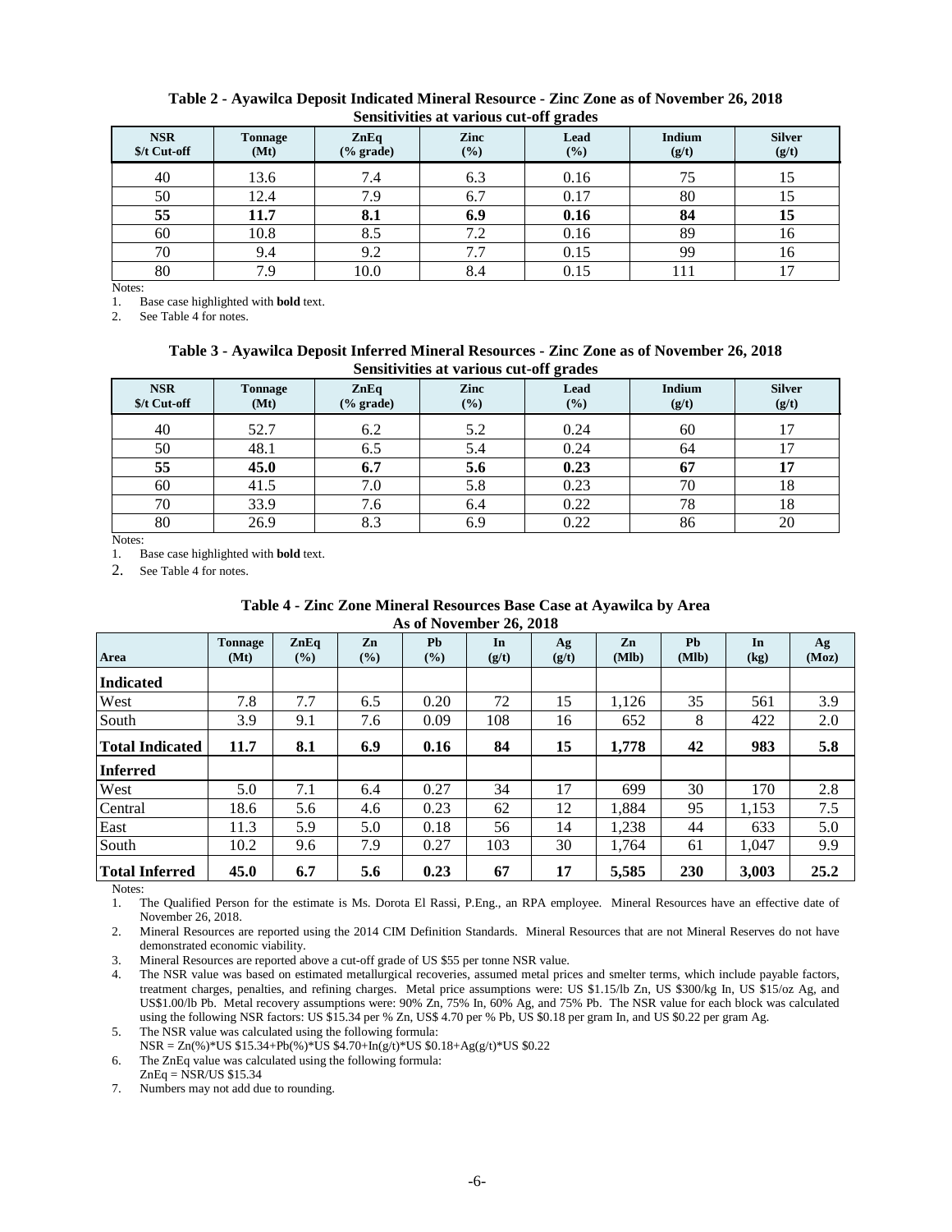**Table 2 - Ayawilca Deposit Indicated Mineral Resource - Zinc Zone as of November 26, 2018**
**Sensitivities at various cut-off grades**

| NSR $/t Cut-off | Tonnage (Mt) | ZnEq (% grade) | Zinc (%) | Lead (%) | Indium (g/t) | Silver (g/t) |
|---|---|---|---|---|---|---|
| 40 | 13.6 | 7.4 | 6.3 | 0.16 | 75 | 15 |
| 50 | 12.4 | 7.9 | 6.7 | 0.17 | 80 | 15 |
| **55** | **11.7** | **8.1** | **6.9** | **0.16** | **84** | **15** |
| 60 | 10.8 | 8.5 | 7.2 | 0.16 | 89 | 16 |
| 70 | 9.4 | 9.2 | 7.7 | 0.15 | 99 | 16 |
| 80 | 7.9 | 10.0 | 8.4 | 0.15 | 111 | 17 |

Notes:
1. Base case highlighted with **bold** text.
2. See Table 4 for notes.

**Table 3 - Ayawilca Deposit Inferred Mineral Resources - Zinc Zone as of November 26, 2018**
**Sensitivities at various cut-off grades**

| NSR $/t Cut-off | Tonnage (Mt) | ZnEq (% grade) | Zinc (%) | Lead (%) | Indium (g/t) | Silver (g/t) |
|---|---|---|---|---|---|---|
| 40 | 52.7 | 6.2 | 5.2 | 0.24 | 60 | 17 |
| 50 | 48.1 | 6.5 | 5.4 | 0.24 | 64 | 17 |
| **55** | **45.0** | **6.7** | **5.6** | **0.23** | **67** | **17** |
| 60 | 41.5 | 7.0 | 5.8 | 0.23 | 70 | 18 |
| 70 | 33.9 | 7.6 | 6.4 | 0.22 | 78 | 18 |
| 80 | 26.9 | 8.3 | 6.9 | 0.22 | 86 | 20 |

Notes:
1. Base case highlighted with **bold** text.
2. See Table 4 for notes.

**Table 4 - Zinc Zone Mineral Resources Base Case at Ayawilca by Area**
**As of November 26, 2018**

| Area | Tonnage (Mt) | ZnEq (%) | Zn (%) | Pb (%) | In (g/t) | Ag (g/t) | Zn (Mlb) | Pb (Mlb) | In (kg) | Ag (Moz) |
|---|---|---|---|---|---|---|---|---|---|---|
| **Indicated** | | | | | | | | | | |
| West | 7.8 | 7.7 | 6.5 | 0.20 | 72 | 15 | 1,126 | 35 | 561 | 3.9 |
| South | 3.9 | 9.1 | 7.6 | 0.09 | 108 | 16 | 652 | 8 | 422 | 2.0 |
| **Total Indicated** | **11.7** | **8.1** | **6.9** | **0.16** | **84** | **15** | **1,778** | **42** | **983** | **5.8** |
| **Inferred** | | | | | | | | | | |
| West | 5.0 | 7.1 | 6.4 | 0.27 | 34 | 17 | 699 | 30 | 170 | 2.8 |
| Central | 18.6 | 5.6 | 4.6 | 0.23 | 62 | 12 | 1,884 | 95 | 1,153 | 7.5 |
| East | 11.3 | 5.9 | 5.0 | 0.18 | 56 | 14 | 1,238 | 44 | 633 | 5.0 |
| South | 10.2 | 9.6 | 7.9 | 0.27 | 103 | 30 | 1,764 | 61 | 1,047 | 9.9 |
| **Total Inferred** | **45.0** | **6.7** | **5.6** | **0.23** | **67** | **17** | **5,585** | **230** | **3,003** | **25.2** |

Notes:
1. The Qualified Person for the estimate is Ms. Dorota El Rassi, P.Eng., an RPA employee. Mineral Resources have an effective date of November 26, 2018.
2. Mineral Resources are reported using the 2014 CIM Definition Standards. Mineral Resources that are not Mineral Reserves do not have demonstrated economic viability.
3. Mineral Resources are reported above a cut-off grade of US $55 per tonne NSR value.
4. The NSR value was based on estimated metallurgical recoveries, assumed metal prices and smelter terms, which include payable factors, treatment charges, penalties, and refining charges. Metal price assumptions were: US $1.15/lb Zn, US $300/kg In, US $15/oz Ag, and US$1.00/lb Pb. Metal recovery assumptions were: 90% Zn, 75% In, 60% Ag, and 75% Pb. The NSR value for each block was calculated using the following NSR factors: US $15.34 per % Zn, US$ 4.70 per % Pb, US $0.18 per gram In, and US $0.22 per gram Ag.
5. The NSR value was calculated using the following formula:
   NSR = Zn(%)*US $15.34+Pb(%)*US $4.70+In(g/t)*US $0.18+Ag(g/t)*US $0.22
6. The ZnEq value was calculated using the following formula:
   ZnEq = NSR/US $15.34
7. Numbers may not add due to rounding.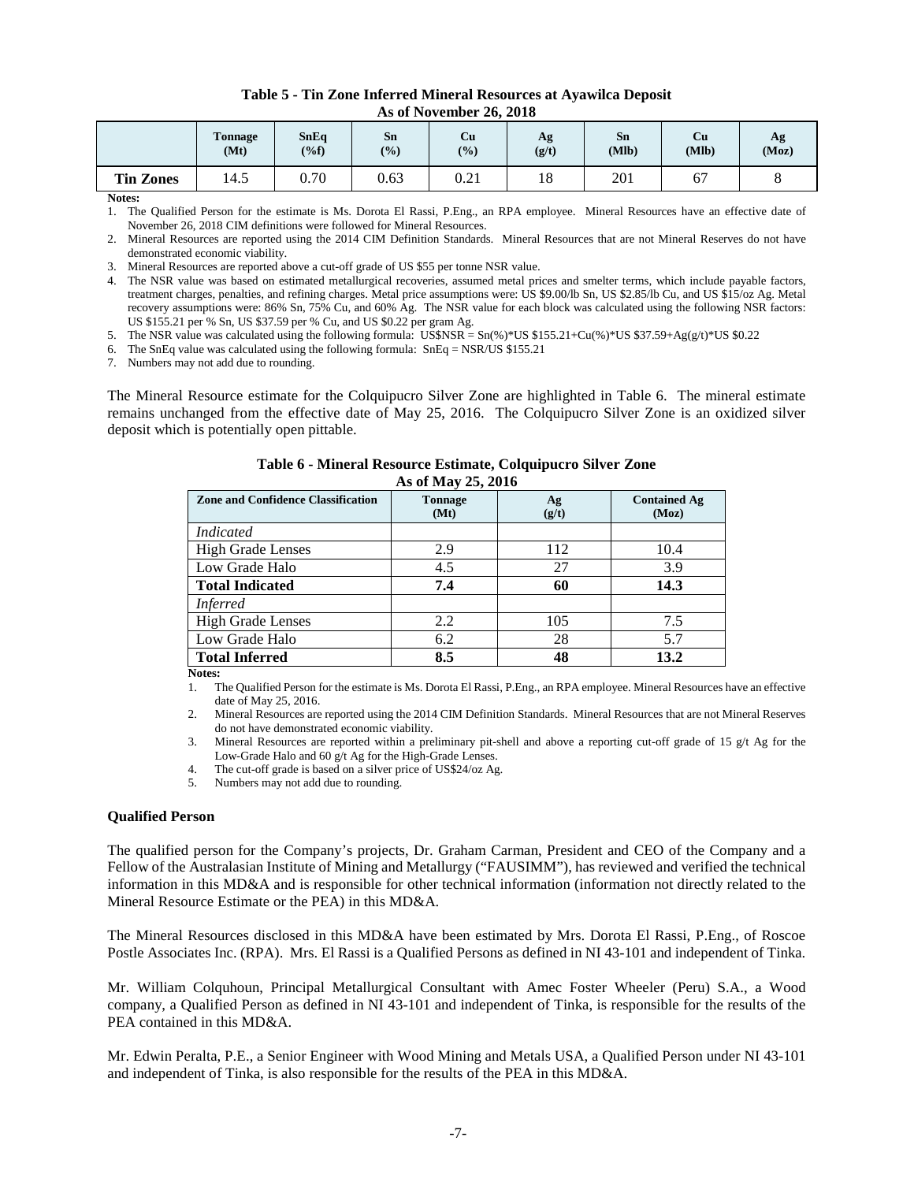**Table 5 - Tin Zone Inferred Mineral Resources at Ayawilca Deposit**
**As of November 26, 2018**

| | Tonnage (Mt) | SnEq (%f) | Sn (%) | Cu (%) | Ag (g/t) | Sn (Mlb) | Cu (Mlb) | Ag (Moz) |
|---|---|---|---|---|---|---|---|---|
| **Tin Zones** | 14.5 | 0.70 | 0.63 | 0.21 | 18 | 201 | 67 | 8 |

**Notes:**

1. The Qualified Person for the estimate is Ms. Dorota El Rassi, P.Eng., an RPA employee. Mineral Resources have an effective date of November 26, 2018 CIM definitions were followed for Mineral Resources.
2. Mineral Resources are reported using the 2014 CIM Definition Standards. Mineral Resources that are not Mineral Reserves do not have demonstrated economic viability.
3. Mineral Resources are reported above a cut-off grade of US $55 per tonne NSR value.
4. The NSR value was based on estimated metallurgical recoveries, assumed metal prices and smelter terms, which include payable factors, treatment charges, penalties, and refining charges. Metal price assumptions were: US $9.00/lb Sn, US $2.85/lb Cu, and US $15/oz Ag. Metal recovery assumptions were: 86% Sn, 75% Cu, and 60% Ag. The NSR value for each block was calculated using the following NSR factors: US $155.21 per % Sn, US $37.59 per % Cu, and US $0.22 per gram Ag.
5. The NSR value was calculated using the following formula: US$NSR = Sn(%)*US $155.21+Cu(%)*US $37.59+Ag(g/t)*US $0.22
6. The SnEq value was calculated using the following formula: SnEq = NSR/US $155.21
7. Numbers may not add due to rounding.

The Mineral Resource estimate for the Colquipucro Silver Zone are highlighted in Table 6. The mineral estimate remains unchanged from the effective date of May 25, 2016. The Colquipucro Silver Zone is an oxidized silver deposit which is potentially open pittable.

**Table 6 - Mineral Resource Estimate, Colquipucro Silver Zone**
**As of May 25, 2016**

| Zone and Confidence Classification | Tonnage (Mt) | Ag (g/t) | Contained Ag (Moz) |
|---|---|---|---|
| *Indicated* | | | |
| High Grade Lenses | 2.9 | 112 | 10.4 |
| Low Grade Halo | 4.5 | 27 | 3.9 |
| **Total Indicated** | **7.4** | **60** | **14.3** |
| *Inferred* | | | |
| High Grade Lenses | 2.2 | 105 | 7.5 |
| Low Grade Halo | 6.2 | 28 | 5.7 |
| **Total Inferred** | **8.5** | **48** | **13.2** |

**Notes:**

1. The Qualified Person for the estimate is Ms. Dorota El Rassi, P.Eng., an RPA employee. Mineral Resources have an effective date of May 25, 2016.
2. Mineral Resources are reported using the 2014 CIM Definition Standards. Mineral Resources that are not Mineral Reserves do not have demonstrated economic viability.
3. Mineral Resources are reported within a preliminary pit-shell and above a reporting cut-off grade of 15 g/t Ag for the Low-Grade Halo and 60 g/t Ag for the High-Grade Lenses.
4. The cut-off grade is based on a silver price of US$24/oz Ag.
5. Numbers may not add due to rounding.

**Qualified Person**

The qualified person for the Company's projects, Dr. Graham Carman, President and CEO of the Company and a Fellow of the Australasian Institute of Mining and Metallurgy ("FAUSIMM"), has reviewed and verified the technical information in this MD&A and is responsible for other technical information (information not directly related to the Mineral Resource Estimate or the PEA) in this MD&A.

The Mineral Resources disclosed in this MD&A have been estimated by Mrs. Dorota El Rassi, P.Eng., of Roscoe Postle Associates Inc. (RPA). Mrs. El Rassi is a Qualified Persons as defined in NI 43-101 and independent of Tinka.

Mr. William Colquhoun, Principal Metallurgical Consultant with Amec Foster Wheeler (Peru) S.A., a Wood company, a Qualified Person as defined in NI 43-101 and independent of Tinka, is responsible for the results of the PEA contained in this MD&A.

Mr. Edwin Peralta, P.E., a Senior Engineer with Wood Mining and Metals USA, a Qualified Person under NI 43-101 and independent of Tinka, is also responsible for the results of the PEA in this MD&A.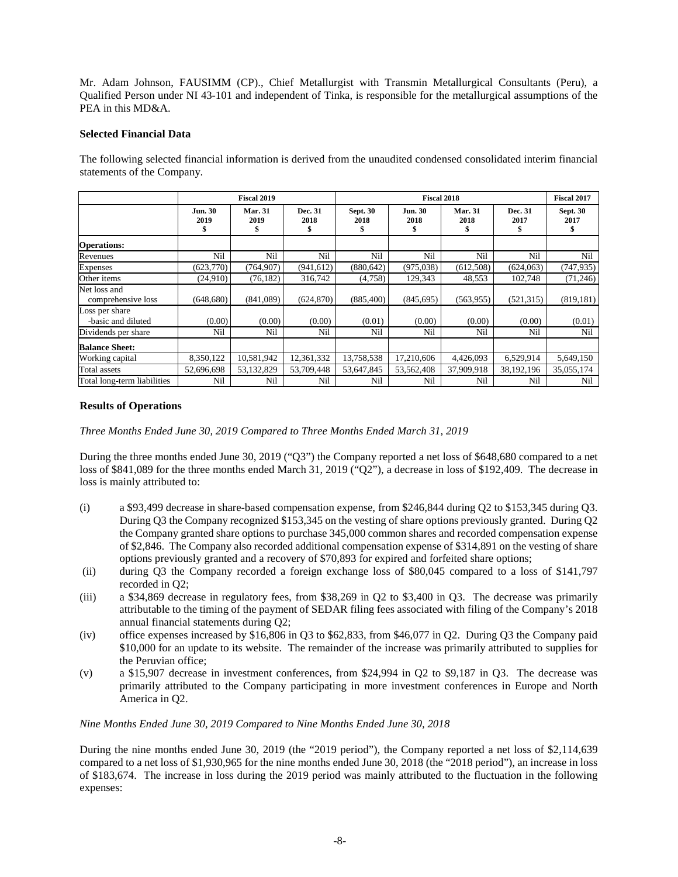Mr. Adam Johnson, FAUSIMM (CP)., Chief Metallurgist with Transmin Metallurgical Consultants (Peru), a Qualified Person under NI 43-101 and independent of Tinka, is responsible for the metallurgical assumptions of the PEA in this MD&A.

### Selected Financial Data

The following selected financial information is derived from the unaudited condensed consolidated interim financial statements of the Company.

| | Fiscal 2019 | | | Fiscal 2018 | | | | Fiscal 2017 |
|---|---|---|---|---|---|---|---|---|
| | Jun. 30 2019 $ | Mar. 31 2019 $ | Dec. 31 2018 $ | Sept. 30 2018 $ | Jun. 30 2018 $ | Mar. 31 2018 $ | Dec. 31 2017 $ | Sept. 30 2017 $ |
| **Operations:** | | | | | | | | |
| Revenues | Nil | Nil | Nil | Nil | Nil | Nil | Nil | Nil |
| Expenses | (623,770) | (764,907) | (941,612) | (880,642) | (975,038) | (612,508) | (624,063) | (747,935) |
| Other items | (24,910) | (76,182) | 316,742 | (4,758) | 129,343 | 48,553 | 102,748 | (71,246) |
| Net loss and comprehensive loss | (648,680) | (841,089) | (624,870) | (885,400) | (845,695) | (563,955) | (521,315) | (819,181) |
| Loss per share -basic and diluted | (0.00) | (0.00) | (0.00) | (0.01) | (0.00) | (0.00) | (0.00) | (0.01) |
| Dividends per share | Nil | Nil | Nil | Nil | Nil | Nil | Nil | Nil |
| **Balance Sheet:** | | | | | | | | |
| Working capital | 8,350,122 | 10,581,942 | 12,361,332 | 13,758,538 | 17,210,606 | 4,426,093 | 6,529,914 | 5,649,150 |
| Total assets | 52,696,698 | 53,132,829 | 53,709,448 | 53,647,845 | 53,562,408 | 37,909,918 | 38,192,196 | 35,055,174 |
| Total long-term liabilities | Nil | Nil | Nil | Nil | Nil | Nil | Nil | Nil |

### Results of Operations

*Three Months Ended June 30, 2019 Compared to Three Months Ended March 31, 2019*

During the three months ended June 30, 2019 ("Q3") the Company reported a net loss of $648,680 compared to a net loss of $841,089 for the three months ended March 31, 2019 ("Q2"), a decrease in loss of $192,409. The decrease in loss is mainly attributed to:

(i) a $93,499 decrease in share-based compensation expense, from $246,844 during Q2 to $153,345 during Q3. During Q3 the Company recognized $153,345 on the vesting of share options previously granted. During Q2 the Company granted share options to purchase 345,000 common shares and recorded compensation expense of $2,846. The Company also recorded additional compensation expense of $314,891 on the vesting of share options previously granted and a recovery of $70,893 for expired and forfeited share options;

(ii) during Q3 the Company recorded a foreign exchange loss of $80,045 compared to a loss of $141,797 recorded in Q2;

(iii) a $34,869 decrease in regulatory fees, from $38,269 in Q2 to $3,400 in Q3. The decrease was primarily attributable to the timing of the payment of SEDAR filing fees associated with filing of the Company's 2018 annual financial statements during Q2;

(iv) office expenses increased by $16,806 in Q3 to $62,833, from $46,077 in Q2. During Q3 the Company paid $10,000 for an update to its website. The remainder of the increase was primarily attributed to supplies for the Peruvian office;

(v) a $15,907 decrease in investment conferences, from $24,994 in Q2 to $9,187 in Q3. The decrease was primarily attributed to the Company participating in more investment conferences in Europe and North America in Q2.

*Nine Months Ended June 30, 2019 Compared to Nine Months Ended June 30, 2018*

During the nine months ended June 30, 2019 (the "2019 period"), the Company reported a net loss of $2,114,639 compared to a net loss of $1,930,965 for the nine months ended June 30, 2018 (the "2018 period"), an increase in loss of $183,674. The increase in loss during the 2019 period was mainly attributed to the fluctuation in the following expenses: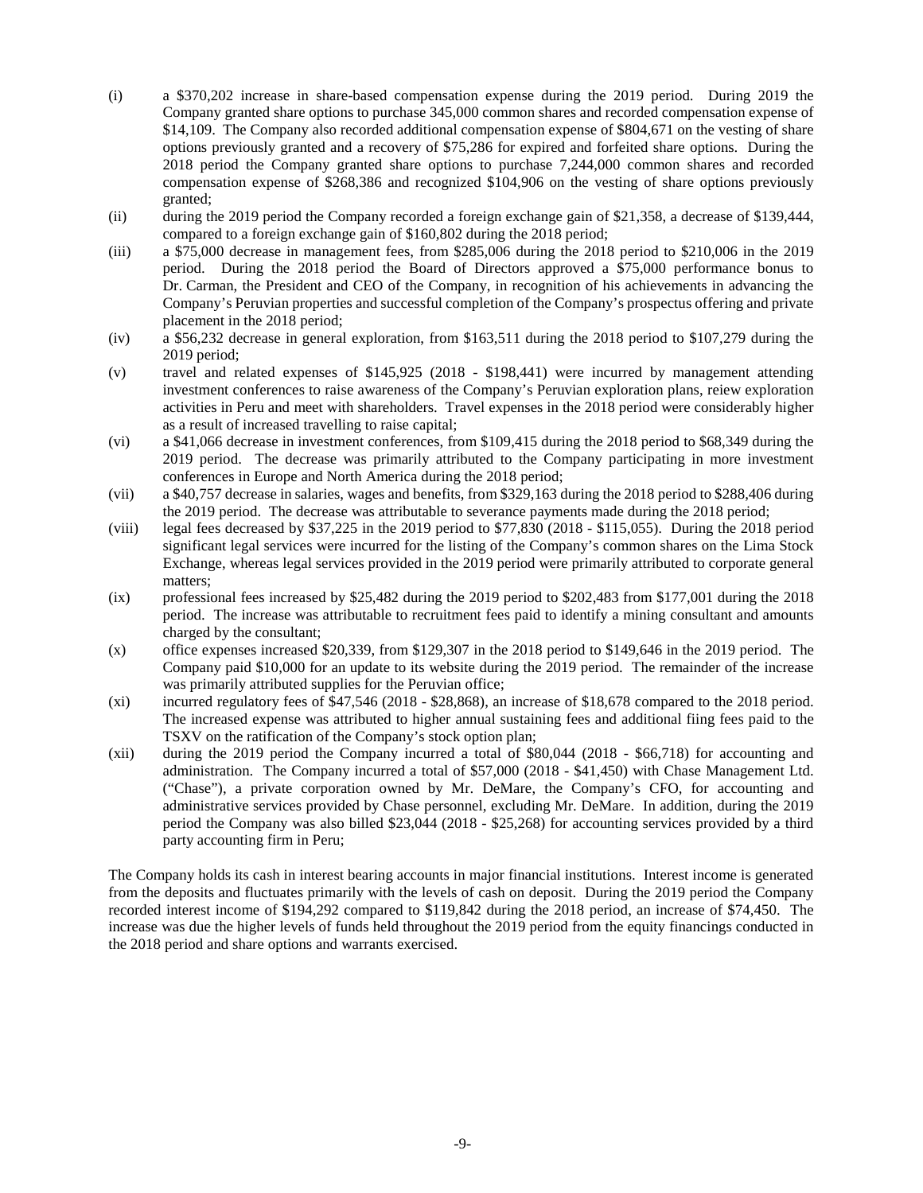(i) a $370,202 increase in share-based compensation expense during the 2019 period. During 2019 the Company granted share options to purchase 345,000 common shares and recorded compensation expense of $14,109. The Company also recorded additional compensation expense of $804,671 on the vesting of share options previously granted and a recovery of $75,286 for expired and forfeited share options. During the 2018 period the Company granted share options to purchase 7,244,000 common shares and recorded compensation expense of $268,386 and recognized $104,906 on the vesting of share options previously granted;

(ii) during the 2019 period the Company recorded a foreign exchange gain of $21,358, a decrease of $139,444, compared to a foreign exchange gain of $160,802 during the 2018 period;

(iii) a $75,000 decrease in management fees, from $285,006 during the 2018 period to $210,006 in the 2019 period. During the 2018 period the Board of Directors approved a $75,000 performance bonus to Dr. Carman, the President and CEO of the Company, in recognition of his achievements in advancing the Company's Peruvian properties and successful completion of the Company's prospectus offering and private placement in the 2018 period;

(iv) a $56,232 decrease in general exploration, from $163,511 during the 2018 period to $107,279 during the 2019 period;

(v) travel and related expenses of $145,925 (2018 - $198,441) were incurred by management attending investment conferences to raise awareness of the Company's Peruvian exploration plans, reiew exploration activities in Peru and meet with shareholders. Travel expenses in the 2018 period were considerably higher as a result of increased travelling to raise capital;

(vi) a $41,066 decrease in investment conferences, from $109,415 during the 2018 period to $68,349 during the 2019 period. The decrease was primarily attributed to the Company participating in more investment conferences in Europe and North America during the 2018 period;

(vii) a $40,757 decrease in salaries, wages and benefits, from $329,163 during the 2018 period to $288,406 during the 2019 period. The decrease was attributable to severance payments made during the 2018 period;

(viii) legal fees decreased by $37,225 in the 2019 period to $77,830 (2018 - $115,055). During the 2018 period significant legal services were incurred for the listing of the Company's common shares on the Lima Stock Exchange, whereas legal services provided in the 2019 period were primarily attributed to corporate general matters;

(ix) professional fees increased by $25,482 during the 2019 period to $202,483 from $177,001 during the 2018 period. The increase was attributable to recruitment fees paid to identify a mining consultant and amounts charged by the consultant;

(x) office expenses increased $20,339, from $129,307 in the 2018 period to $149,646 in the 2019 period. The Company paid $10,000 for an update to its website during the 2019 period. The remainder of the increase was primarily attributed supplies for the Peruvian office;

(xi) incurred regulatory fees of $47,546 (2018 - $28,868), an increase of $18,678 compared to the 2018 period. The increased expense was attributed to higher annual sustaining fees and additional fiing fees paid to the TSXV on the ratification of the Company's stock option plan;

(xii) during the 2019 period the Company incurred a total of $80,044 (2018 - $66,718) for accounting and administration. The Company incurred a total of $57,000 (2018 - $41,450) with Chase Management Ltd. ("Chase"), a private corporation owned by Mr. DeMare, the Company's CFO, for accounting and administrative services provided by Chase personnel, excluding Mr. DeMare. In addition, during the 2019 period the Company was also billed $23,044 (2018 - $25,268) for accounting services provided by a third party accounting firm in Peru;

The Company holds its cash in interest bearing accounts in major financial institutions. Interest income is generated from the deposits and fluctuates primarily with the levels of cash on deposit. During the 2019 period the Company recorded interest income of $194,292 compared to $119,842 during the 2018 period, an increase of $74,450. The increase was due the higher levels of funds held throughout the 2019 period from the equity financings conducted in the 2018 period and share options and warrants exercised.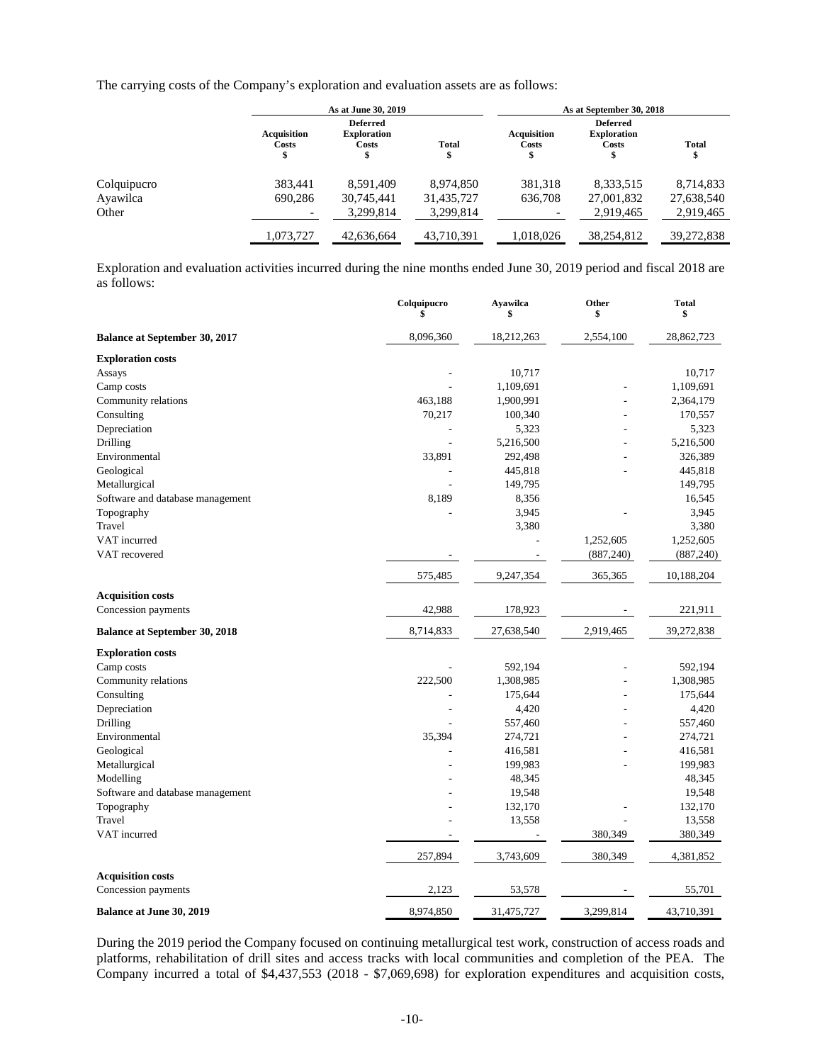The carrying costs of the Company's exploration and evaluation assets are as follows:

| | As at June 30, 2019 | | | As at September 30, 2018 | | |
|---|---|---|---|---|---|---|
| | Acquisition Costs $ | Deferred Exploration Costs $ | Total $ | Acquisition Costs $ | Deferred Exploration Costs $ | Total $ |
| Colquipucro | 383,441 | 8,591,409 | 8,974,850 | 381,318 | 8,333,515 | 8,714,833 |
| Ayawilca | 690,286 | 30,745,441 | 31,435,727 | 636,708 | 27,001,832 | 27,638,540 |
| Other | - | 3,299,814 | 3,299,814 | - | 2,919,465 | 2,919,465 |
| | 1,073,727 | 42,636,664 | 43,710,391 | 1,018,026 | 38,254,812 | 39,272,838 |

Exploration and evaluation activities incurred during the nine months ended June 30, 2019 period and fiscal 2018 are as follows:

| | Colquipucro $ | Ayawilca $ | Other $ | Total $ |
|---|---|---|---|---|
| **Balance at September 30, 2017** | 8,096,360 | 18,212,263 | 2,554,100 | 28,862,723 |
| **Exploration costs** | | | | |
| Assays | - | 10,717 | | 10,717 |
| Camp costs | - | 1,109,691 | - | 1,109,691 |
| Community relations | 463,188 | 1,900,991 | - | 2,364,179 |
| Consulting | 70,217 | 100,340 | - | 170,557 |
| Depreciation | - | 5,323 | - | 5,323 |
| Drilling | - | 5,216,500 | - | 5,216,500 |
| Environmental | 33,891 | 292,498 | - | 326,389 |
| Geological | - | 445,818 | - | 445,818 |
| Metallurgical | - | 149,795 | | 149,795 |
| Software and database management | 8,189 | 8,356 | | 16,545 |
| Topography | - | 3,945 | - | 3,945 |
| Travel | | 3,380 | | 3,380 |
| VAT incurred | | - | 1,252,605 | 1,252,605 |
| VAT recovered | - | - | (887,240) | (887,240) |
| | 575,485 | 9,247,354 | 365,365 | 10,188,204 |
| **Acquisition costs** | | | | |
| Concession payments | 42,988 | 178,923 | - | 221,911 |
| **Balance at September 30, 2018** | 8,714,833 | 27,638,540 | 2,919,465 | 39,272,838 |
| **Exploration costs** | | | | |
| Camp costs | - | 592,194 | - | 592,194 |
| Community relations | 222,500 | 1,308,985 | - | 1,308,985 |
| Consulting | - | 175,644 | - | 175,644 |
| Depreciation | - | 4,420 | - | 4,420 |
| Drilling | - | 557,460 | - | 557,460 |
| Environmental | 35,394 | 274,721 | - | 274,721 |
| Geological | - | 416,581 | - | 416,581 |
| Metallurgical | - | 199,983 | - | 199,983 |
| Modelling | - | 48,345 | | 48,345 |
| Software and database management | - | 19,548 | | 19,548 |
| Topography | - | 132,170 | - | 132,170 |
| Travel | - | 13,558 | - | 13,558 |
| VAT incurred | - | - | 380,349 | 380,349 |
| | 257,894 | 3,743,609 | 380,349 | 4,381,852 |
| **Acquisition costs** | | | | |
| Concession payments | 2,123 | 53,578 | - | 55,701 |
| **Balance at June 30, 2019** | 8,974,850 | 31,475,727 | 3,299,814 | 43,710,391 |

During the 2019 period the Company focused on continuing metallurgical test work, construction of access roads and platforms, rehabilitation of drill sites and access tracks with local communities and completion of the PEA. The Company incurred a total of $4,437,553 (2018 - $7,069,698) for exploration expenditures and acquisition costs,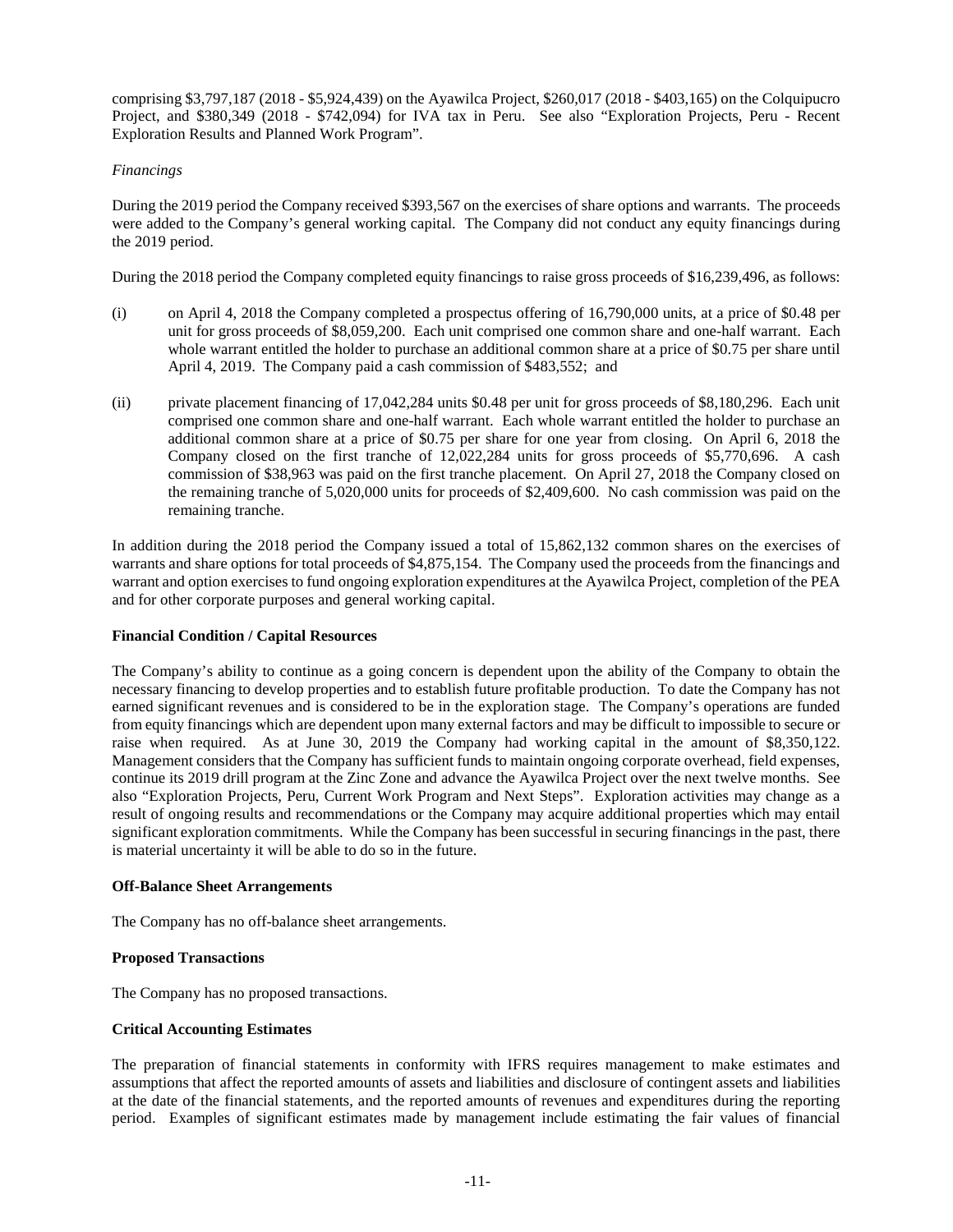comprising $3,797,187 (2018 - $5,924,439) on the Ayawilca Project, $260,017 (2018 - $403,165) on the Colquipucro Project, and $380,349 (2018 - $742,094) for IVA tax in Peru. See also "Exploration Projects, Peru - Recent Exploration Results and Planned Work Program".

*Financings*

During the 2019 period the Company received $393,567 on the exercises of share options and warrants. The proceeds were added to the Company's general working capital. The Company did not conduct any equity financings during the 2019 period.

During the 2018 period the Company completed equity financings to raise gross proceeds of $16,239,496, as follows:

(i) on April 4, 2018 the Company completed a prospectus offering of 16,790,000 units, at a price of $0.48 per unit for gross proceeds of $8,059,200. Each unit comprised one common share and one-half warrant. Each whole warrant entitled the holder to purchase an additional common share at a price of $0.75 per share until April 4, 2019. The Company paid a cash commission of $483,552; and

(ii) private placement financing of 17,042,284 units $0.48 per unit for gross proceeds of $8,180,296. Each unit comprised one common share and one-half warrant. Each whole warrant entitled the holder to purchase an additional common share at a price of $0.75 per share for one year from closing. On April 6, 2018 the Company closed on the first tranche of 12,022,284 units for gross proceeds of $5,770,696. A cash commission of $38,963 was paid on the first tranche placement. On April 27, 2018 the Company closed on the remaining tranche of 5,020,000 units for proceeds of $2,409,600. No cash commission was paid on the remaining tranche.

In addition during the 2018 period the Company issued a total of 15,862,132 common shares on the exercises of warrants and share options for total proceeds of $4,875,154. The Company used the proceeds from the financings and warrant and option exercises to fund ongoing exploration expenditures at the Ayawilca Project, completion of the PEA and for other corporate purposes and general working capital.

**Financial Condition / Capital Resources**

The Company's ability to continue as a going concern is dependent upon the ability of the Company to obtain the necessary financing to develop properties and to establish future profitable production. To date the Company has not earned significant revenues and is considered to be in the exploration stage. The Company's operations are funded from equity financings which are dependent upon many external factors and may be difficult to impossible to secure or raise when required. As at June 30, 2019 the Company had working capital in the amount of $8,350,122. Management considers that the Company has sufficient funds to maintain ongoing corporate overhead, field expenses, continue its 2019 drill program at the Zinc Zone and advance the Ayawilca Project over the next twelve months. See also "Exploration Projects, Peru, Current Work Program and Next Steps". Exploration activities may change as a result of ongoing results and recommendations or the Company may acquire additional properties which may entail significant exploration commitments. While the Company has been successful in securing financings in the past, there is material uncertainty it will be able to do so in the future.

**Off-Balance Sheet Arrangements**

The Company has no off-balance sheet arrangements.

**Proposed Transactions**

The Company has no proposed transactions.

**Critical Accounting Estimates**

The preparation of financial statements in conformity with IFRS requires management to make estimates and assumptions that affect the reported amounts of assets and liabilities and disclosure of contingent assets and liabilities at the date of the financial statements, and the reported amounts of revenues and expenditures during the reporting period. Examples of significant estimates made by management include estimating the fair values of financial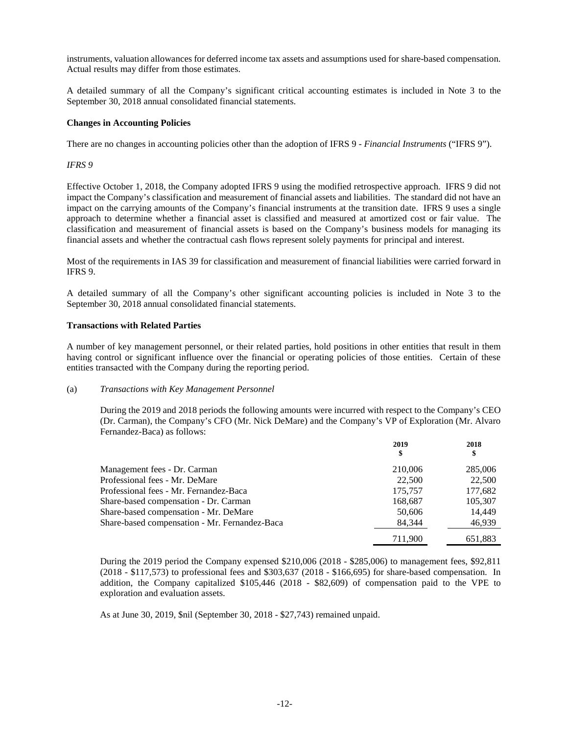instruments, valuation allowances for deferred income tax assets and assumptions used for share-based compensation. Actual results may differ from those estimates.

A detailed summary of all the Company's significant critical accounting estimates is included in Note 3 to the September 30, 2018 annual consolidated financial statements.

**Changes in Accounting Policies**

There are no changes in accounting policies other than the adoption of IFRS 9 - *Financial Instruments* ("IFRS 9").

*IFRS 9*

Effective October 1, 2018, the Company adopted IFRS 9 using the modified retrospective approach. IFRS 9 did not impact the Company's classification and measurement of financial assets and liabilities. The standard did not have an impact on the carrying amounts of the Company's financial instruments at the transition date. IFRS 9 uses a single approach to determine whether a financial asset is classified and measured at amortized cost or fair value. The classification and measurement of financial assets is based on the Company's business models for managing its financial assets and whether the contractual cash flows represent solely payments for principal and interest.

Most of the requirements in IAS 39 for classification and measurement of financial liabilities were carried forward in IFRS 9.

A detailed summary of all the Company's other significant accounting policies is included in Note 3 to the September 30, 2018 annual consolidated financial statements.

**Transactions with Related Parties**

A number of key management personnel, or their related parties, hold positions in other entities that result in them having control or significant influence over the financial or operating policies of those entities. Certain of these entities transacted with the Company during the reporting period.

(a) *Transactions with Key Management Personnel*

During the 2019 and 2018 periods the following amounts were incurred with respect to the Company's CEO (Dr. Carman), the Company's CFO (Mr. Nick DeMare) and the Company's VP of Exploration (Mr. Alvaro Fernandez-Baca) as follows:

| | 2019<br>$ | 2018<br>$ |
|---|---|---|
| Management fees - Dr. Carman | 210,006 | 285,006 |
| Professional fees - Mr. DeMare | 22,500 | 22,500 |
| Professional fees - Mr. Fernandez-Baca | 175,757 | 177,682 |
| Share-based compensation - Dr. Carman | 168,687 | 105,307 |
| Share-based compensation - Mr. DeMare | 50,606 | 14,449 |
| Share-based compensation - Mr. Fernandez-Baca | 84,344 | 46,939 |
| | 711,900 | 651,883 |

During the 2019 period the Company expensed $210,006 (2018 - $285,006) to management fees, $92,811 (2018 - $117,573) to professional fees and $303,637 (2018 - $166,695) for share-based compensation. In addition, the Company capitalized $105,446 (2018 - $82,609) of compensation paid to the VPE to exploration and evaluation assets.

As at June 30, 2019, $nil (September 30, 2018 - $27,743) remained unpaid.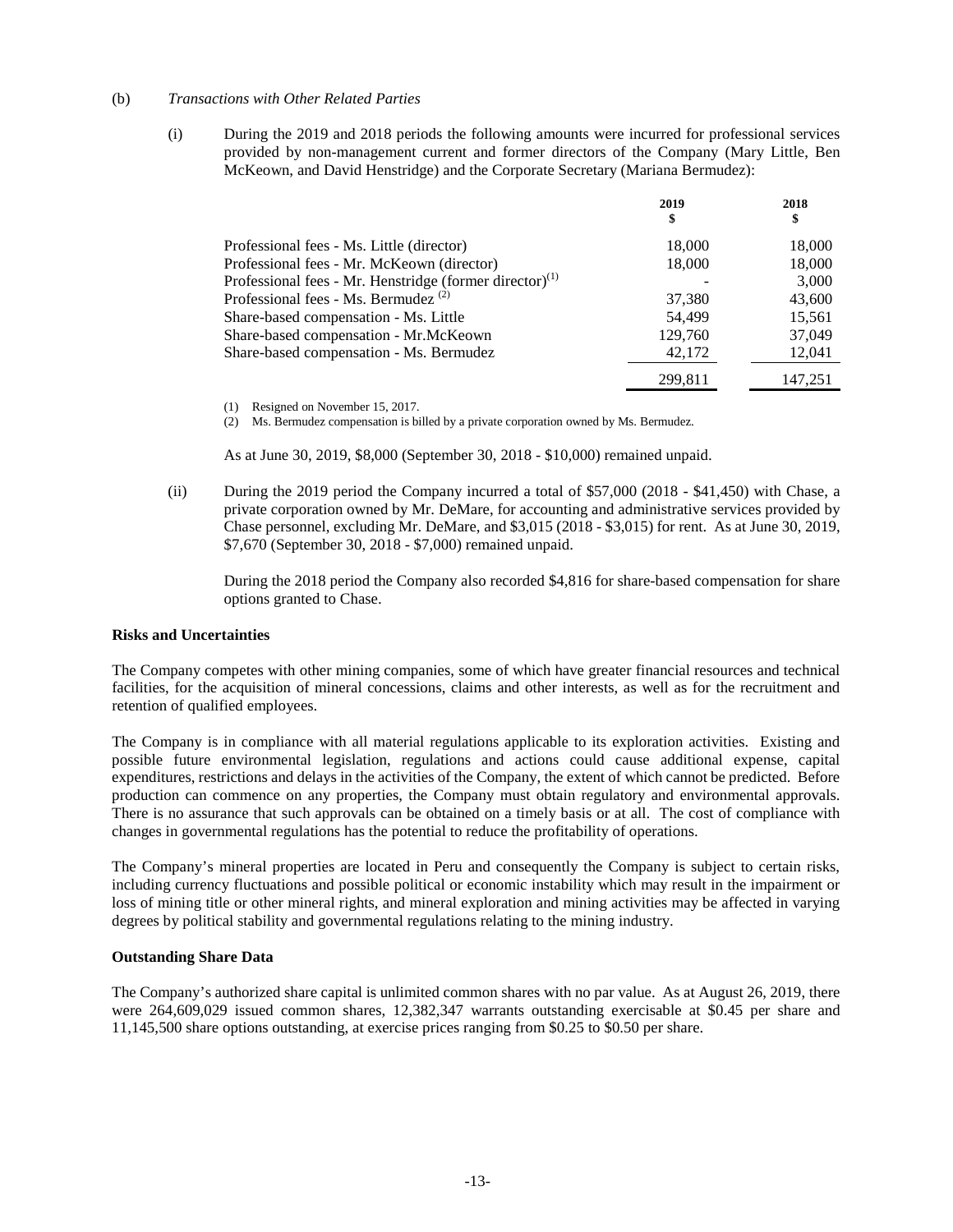(b) *Transactions with Other Related Parties*

(i) During the 2019 and 2018 periods the following amounts were incurred for professional services provided by non-management current and former directors of the Company (Mary Little, Ben McKeown, and David Henstridge) and the Corporate Secretary (Mariana Bermudez):

| | 2019 \$ | 2018 \$ |
|---|---|---|
| Professional fees - Ms. Little (director) | 18,000 | 18,000 |
| Professional fees - Mr. McKeown (director) | 18,000 | 18,000 |
| Professional fees - Mr. Henstridge (former director)[1] | - | 3,000 |
| Professional fees - Ms. Bermudez [2] | 37,380 | 43,600 |
| Share-based compensation - Ms. Little | 54,499 | 15,561 |
| Share-based compensation - Mr.McKeown | 129,760 | 37,049 |
| Share-based compensation - Ms. Bermudez | 42,172 | 12,041 |
| | 299,811 | 147,251 |

(1) Resigned on November 15, 2017.
(2) Ms. Bermudez compensation is billed by a private corporation owned by Ms. Bermudez.

As at June 30, 2019, \$8,000 (September 30, 2018 - \$10,000) remained unpaid.

(ii) During the 2019 period the Company incurred a total of \$57,000 (2018 - \$41,450) with Chase, a private corporation owned by Mr. DeMare, for accounting and administrative services provided by Chase personnel, excluding Mr. DeMare, and \$3,015 (2018 - \$3,015) for rent. As at June 30, 2019, \$7,670 (September 30, 2018 - \$7,000) remained unpaid.

During the 2018 period the Company also recorded \$4,816 for share-based compensation for share options granted to Chase.

**Risks and Uncertainties**

The Company competes with other mining companies, some of which have greater financial resources and technical facilities, for the acquisition of mineral concessions, claims and other interests, as well as for the recruitment and retention of qualified employees.

The Company is in compliance with all material regulations applicable to its exploration activities. Existing and possible future environmental legislation, regulations and actions could cause additional expense, capital expenditures, restrictions and delays in the activities of the Company, the extent of which cannot be predicted. Before production can commence on any properties, the Company must obtain regulatory and environmental approvals. There is no assurance that such approvals can be obtained on a timely basis or at all. The cost of compliance with changes in governmental regulations has the potential to reduce the profitability of operations.

The Company's mineral properties are located in Peru and consequently the Company is subject to certain risks, including currency fluctuations and possible political or economic instability which may result in the impairment or loss of mining title or other mineral rights, and mineral exploration and mining activities may be affected in varying degrees by political stability and governmental regulations relating to the mining industry.

**Outstanding Share Data**

The Company's authorized share capital is unlimited common shares with no par value. As at August 26, 2019, there were 264,609,029 issued common shares, 12,382,347 warrants outstanding exercisable at \$0.45 per share and 11,145,500 share options outstanding, at exercise prices ranging from \$0.25 to \$0.50 per share.